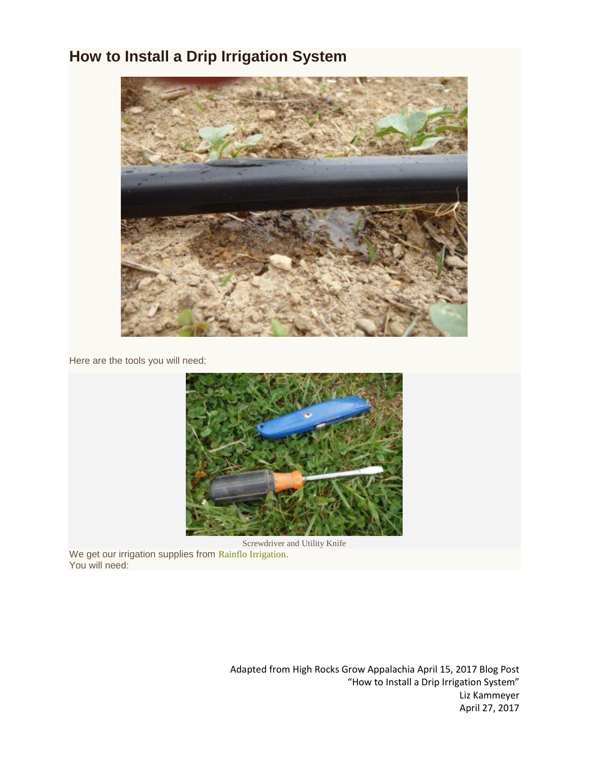# How to Install a Drip Irrigation System

Here are the tools you will need:

Screwdriver and Utility Knife

We get our irrigation supplies from Rainflo Irrigation.
You will need:

Adapted from High Rocks Grow Appalachia April 15, 2017 Blog Post
"How to Install a Drip Irrigation System"
Liz Kammeyer
April 27, 2017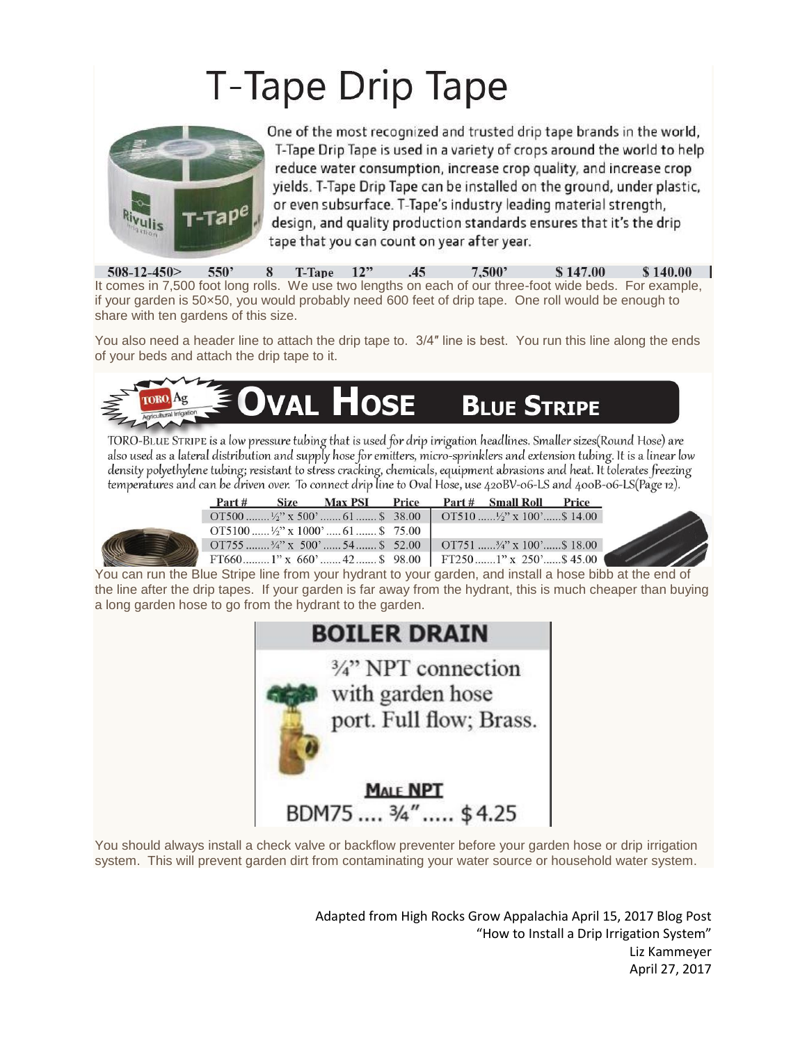# T-Tape Drip Tape

One of the most recognized and trusted drip tape brands in the world, T-Tape Drip Tape is used in a variety of crops around the world to help reduce water consumption, increase crop quality, and increase crop yields. T-Tape Drip Tape can be installed on the ground, under plastic, or even subsurface. T-Tape's industry leading material strength, design, and quality production standards ensures that it's the drip tape that you can count on year after year.

| 508-12-450> | 550' | 8 | T-Tape | 12" | .45 | 7,500' | $ 147.00 | $ 140.00 |
|---|---|---|---|---|---|---|---|---|

It comes in 7,500 foot long rolls. We use two lengths on each of our three-foot wide beds. For example, if your garden is 50×50, you would probably need 600 feet of drip tape. One roll would be enough to share with ten gardens of this size.

You also need a header line to attach the drip tape to. 3/4″ line is best. You run this line along the ends of your beds and attach the drip tape to it.

## TORO Ag Agricultural Irrigation — Oval Hose Blue Stripe

TORO-BLUE STRIPE is a low pressure tubing that is used for drip irrigation headlines. Smaller sizes(Round Hose) are also used as a lateral distribution and supply hose for emitters, micro-sprinklers and extension tubing. It is a linear low density polyethylene tubing; resistant to stress cracking, chemicals, equipment abrasions and heat. It tolerates freezing temperatures and can be driven over. To connect drip line to Oval Hose, use 420BV-06-LS and 400B-06-LS(Page 12).

| Part # | Size | Max PSI | Price | Part # | Small Roll | Price |
|---|---|---|---|---|---|---|
| OT500 | ½" x 500' | 61 | $ 38.00 | OT510 | ½" x 100' | $ 14.00 |
| OT5100 | ½" x 1000' | 61 | $ 75.00 | | | |
| OT755 | ¾" x 500' | 54 | $ 52.00 | OT751 | ¾" x 100' | $ 18.00 |
| FT660 | 1" x 660' | 42 | $ 98.00 | FT250 | 1" x 250' | $ 45.00 |

You can run the Blue Stripe line from your hydrant to your garden, and install a hose bibb at the end of the line after the drip tapes. If your garden is far away from the hydrant, this is much cheaper than buying a long garden hose to go from the hydrant to the garden.

## BOILER DRAIN

¾" NPT connection with garden hose port. Full flow; Brass.

**MALE NPT**

BDM75 .... ¾" ..... $4.25

You should always install a check valve or backflow preventer before your garden hose or drip irrigation system. This will prevent garden dirt from contaminating your water source or household water system.

Adapted from High Rocks Grow Appalachia April 15, 2017 Blog Post
"How to Install a Drip Irrigation System"
Liz Kammeyer
April 27, 2017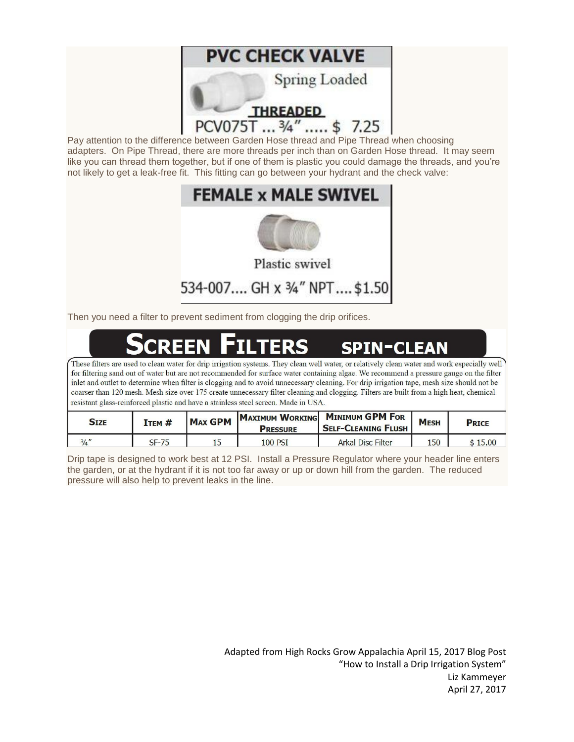**PVC CHECK VALVE**

Spring Loaded

**THREADED**

PCV075T ... ¾" ..... $ 7.25

Pay attention to the difference between Garden Hose thread and Pipe Thread when choosing adapters. On Pipe Thread, there are more threads per inch than on Garden Hose thread. It may seem like you can thread them together, but if one of them is plastic you could damage the threads, and you're not likely to get a leak-free fit. This fitting can go between your hydrant and the check valve:

**FEMALE x MALE SWIVEL**

Plastic swivel

534-007.... GH x ¾" NPT .... $1.50

Then you need a filter to prevent sediment from clogging the drip orifices.

## SCREEN FILTERS SPIN-CLEAN

These filters are used to clean water for drip irrigation systems. They clean well water, or relatively clean water and work especially well for filtering sand out of water but are not recommended for surface water containing algae. We recommend a pressure gauge on the filter inlet and outlet to determine when filter is clogging and to avoid unnecessary cleaning. For drip irrigation tape, mesh size should not be coarser than 120 mesh. Mesh size over 175 create unnecessary filter cleaning and clogging. Filters are built from a high heat, chemical resistant glass-reinforced plastic and have a stainless steel screen. Made in USA.

| Size | Item # | Max GPM | Maximum Working Pressure | Minimum GPM For Self-Cleaning Flush | Mesh | Price |
|---|---|---|---|---|---|---|
| ¾" | SF-75 | 15 | 100 PSI | Arkal Disc Filter | 150 | $ 15.00 |

Drip tape is designed to work best at 12 PSI. Install a Pressure Regulator where your header line enters the garden, or at the hydrant if it is not too far away or up or down hill from the garden. The reduced pressure will also help to prevent leaks in the line.

Adapted from High Rocks Grow Appalachia April 15, 2017 Blog Post
"How to Install a Drip Irrigation System"
Liz Kammeyer
April 27, 2017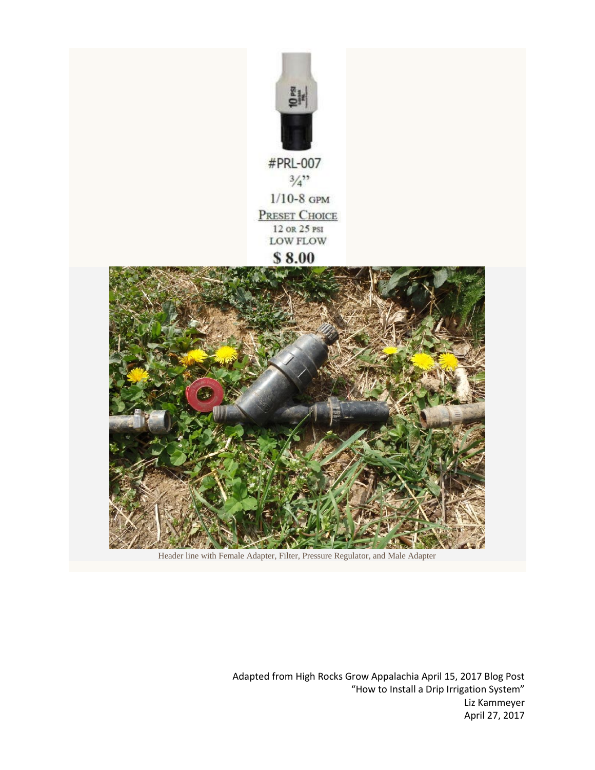#PRL-007

¾"

1/10-8 GPM

PRESET CHOICE

12 OR 25 PSI

LOW FLOW

$ 8.00

Header line with Female Adapter, Filter, Pressure Regulator, and Male Adapter

Adapted from High Rocks Grow Appalachia April 15, 2017 Blog Post
"How to Install a Drip Irrigation System"
Liz Kammeyer
April 27, 2017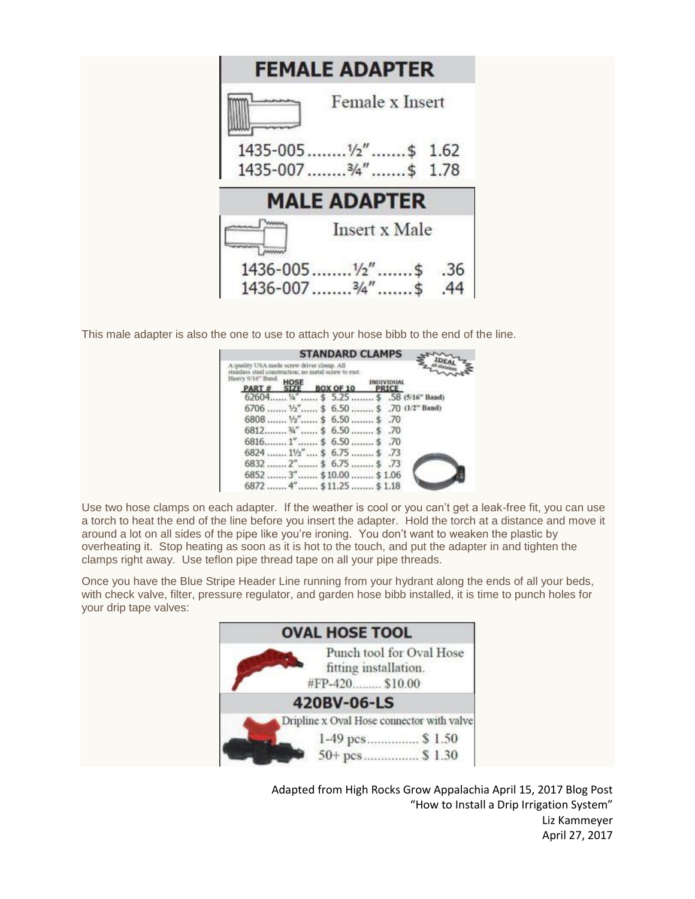## FEMALE ADAPTER

Female x Insert

1435-005........½".......$ 1.62
1435-007........¾".......$ 1.78

## MALE ADAPTER

Insert x Male

1436-005........½".......$ .36
1436-007........¾".......$ .44

This male adapter is also the one to use to attach your hose bibb to the end of the line.

## STANDARD CLAMPS

A quality USA made screw driver clamp. All stainless steel construction; no metal screw to rust. Heavy 9/16" Band.

| PART # | HOSE SIZE | BOX OF 10 | INDIVIDUAL PRICE | |
|---|---|---|---|---|
| 62604 | ¼" | $ 5.25 | $ .58 | (5/16" Band) |
| 6706 | ½" | $ 6.50 | $ .70 | (1/2" Band) |
| 6808 | ½" | $ 6.50 | $ .70 | |
| 6812 | ¾" | $ 6.50 | $ .70 | |
| 6816 | 1" | $ 6.50 | $ .70 | |
| 6824 | 1½" | $ 6.75 | $ .73 | |
| 6832 | 2" | $ 6.75 | $ .73 | |
| 6852 | 3" | $10.00 | $ 1.06 | |
| 6872 | 4" | $11.25 | $ 1.18 | |

Use two hose clamps on each adapter. If the weather is cool or you can't get a leak-free fit, you can use a torch to heat the end of the line before you insert the adapter. Hold the torch at a distance and move it around a lot on all sides of the pipe like you're ironing. You don't want to weaken the plastic by overheating it. Stop heating as soon as it is hot to the touch, and put the adapter in and tighten the clamps right away. Use teflon pipe thread tape on all your pipe threads.

Once you have the Blue Stripe Header Line running from your hydrant along the ends of all your beds, with check valve, filter, pressure regulator, and garden hose bibb installed, it is time to punch holes for your drip tape valves:

## OVAL HOSE TOOL

Punch tool for Oval Hose fitting installation.
#FP-420......... $10.00

## 420BV-06-LS

Dripline x Oval Hose connector with valve

1-49 pcs............... $ 1.50
50+ pcs................ $ 1.30

Adapted from High Rocks Grow Appalachia April 15, 2017 Blog Post
"How to Install a Drip Irrigation System"
Liz Kammeyer
April 27, 2017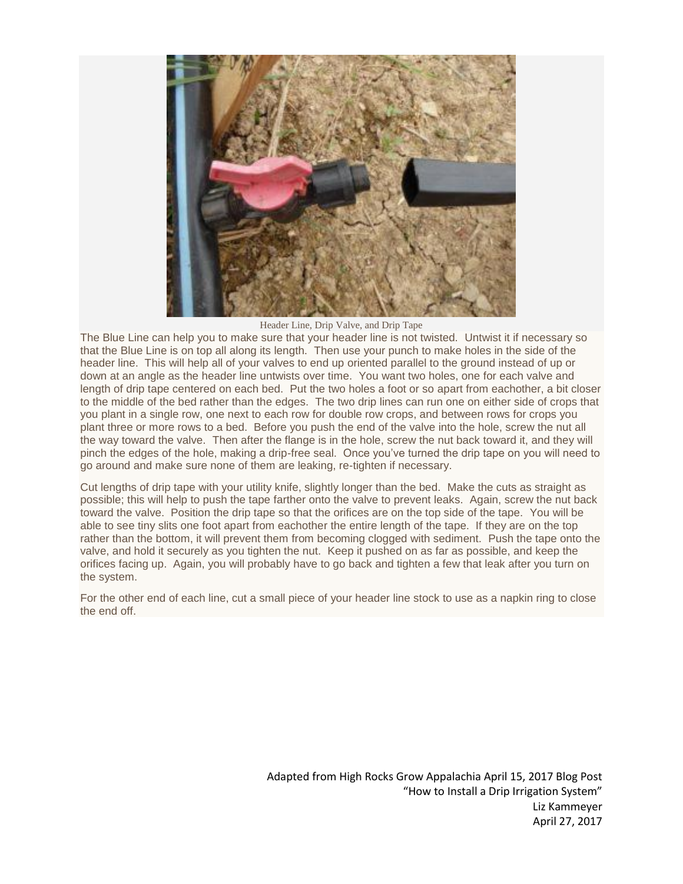Header Line, Drip Valve, and Drip Tape

The Blue Line can help you to make sure that your header line is not twisted. Untwist it if necessary so that the Blue Line is on top all along its length. Then use your punch to make holes in the side of the header line. This will help all of your valves to end up oriented parallel to the ground instead of up or down at an angle as the header line untwists over time. You want two holes, one for each valve and length of drip tape centered on each bed. Put the two holes a foot or so apart from eachother, a bit closer to the middle of the bed rather than the edges. The two drip lines can run one on either side of crops that you plant in a single row, one next to each row for double row crops, and between rows for crops you plant three or more rows to a bed. Before you push the end of the valve into the hole, screw the nut all the way toward the valve. Then after the flange is in the hole, screw the nut back toward it, and they will pinch the edges of the hole, making a drip-free seal. Once you've turned the drip tape on you will need to go around and make sure none of them are leaking, re-tighten if necessary.

Cut lengths of drip tape with your utility knife, slightly longer than the bed. Make the cuts as straight as possible; this will help to push the tape farther onto the valve to prevent leaks. Again, screw the nut back toward the valve. Position the drip tape so that the orifices are on the top side of the tape. You will be able to see tiny slits one foot apart from eachother the entire length of the tape. If they are on the top rather than the bottom, it will prevent them from becoming clogged with sediment. Push the tape onto the valve, and hold it securely as you tighten the nut. Keep it pushed on as far as possible, and keep the orifices facing up. Again, you will probably have to go back and tighten a few that leak after you turn on the system.

For the other end of each line, cut a small piece of your header line stock to use as a napkin ring to close the end off.

Adapted from High Rocks Grow Appalachia April 15, 2017 Blog Post
"How to Install a Drip Irrigation System"
Liz Kammeyer
April 27, 2017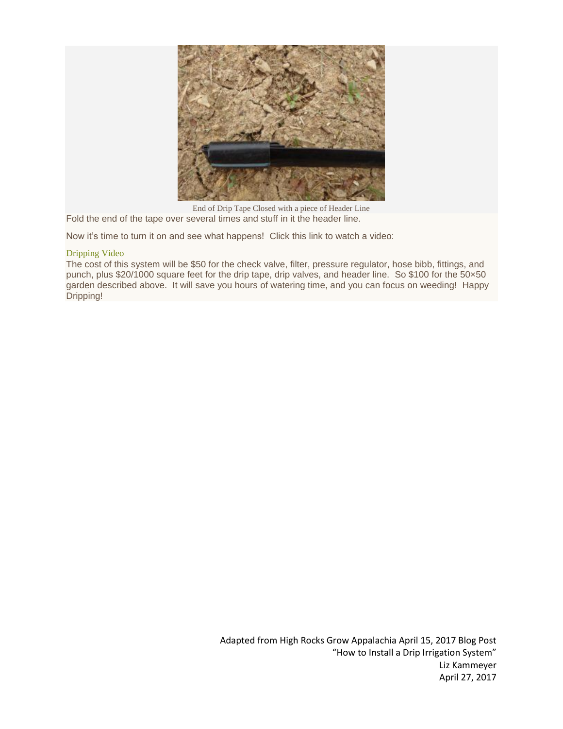End of Drip Tape Closed with a piece of Header Line

Fold the end of the tape over several times and stuff in it the header line.

Now it's time to turn it on and see what happens! Click this link to watch a video:

Dripping Video

The cost of this system will be $50 for the check valve, filter, pressure regulator, hose bibb, fittings, and punch, plus $20/1000 square feet for the drip tape, drip valves, and header line. So $100 for the 50×50 garden described above. It will save you hours of watering time, and you can focus on weeding! Happy Dripping!

Adapted from High Rocks Grow Appalachia April 15, 2017 Blog Post
"How to Install a Drip Irrigation System"
Liz Kammeyer
April 27, 2017